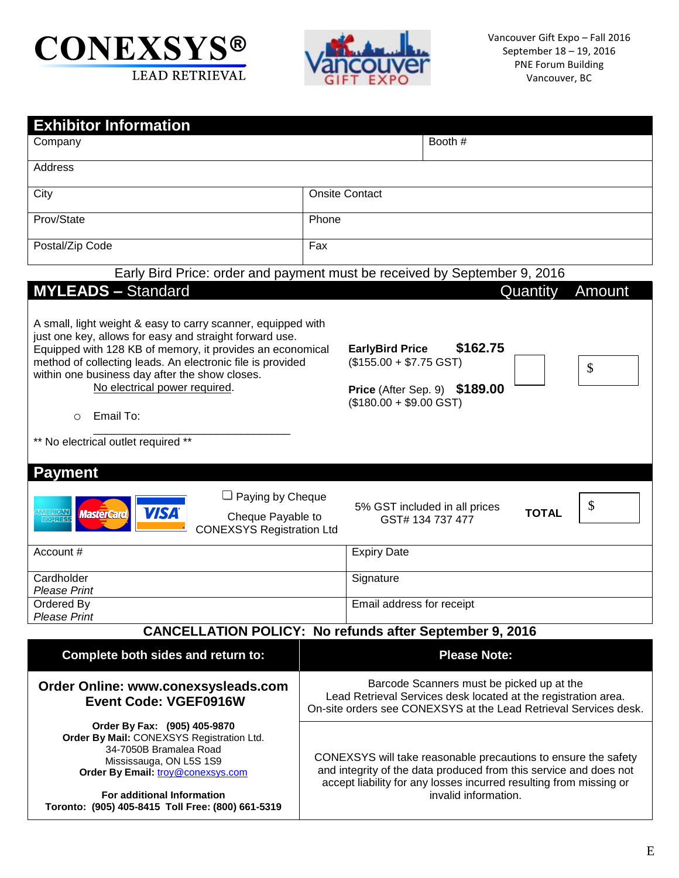**CONEXSYS®**
LEAD RETRIEVAL

Vancouver Gift Expo – Fall 2016
September 18 – 19, 2016
PNE Forum Building
Vancouver, BC

## Exhibitor Information

| Company | Booth # |
|---|---|
| Address | |
| City | Onsite Contact |
| Prov/State | Phone |
| Postal/Zip Code | Fax |

Early Bird Price: order and payment must be received by September 9, 2016

## MYLEADS – Standard

| | | Quantity | Amount |
|---|---|---|---|
| A small, light weight & easy to carry scanner, equipped with just one key, allows for easy and straight forward use. Equipped with 128 KB of memory, it provides an economical method of collecting leads. An electronic file is provided within one business day after the show closes. No electrical power required. | **EarlyBird Price** **$162.75** ($155.00 + $7.75 GST)<br>**Price** (After Sep. 9) **$189.00** ($180.00 + $9.00 GST) | | $ |

- Email To: ________________________________

** No electrical outlet required **

## Payment

☐ Paying by Cheque

Cheque Payable to CONEXSYS Registration Ltd

5% GST included in all prices
GST# 134 737 477

**TOTAL** $

| Account # | Expiry Date |
|---|---|
| Cardholder *Please Print* | Signature |
| Ordered By *Please Print* | Email address for receipt |

**CANCELLATION POLICY: No refunds after September 9, 2016**

| Complete both sides and return to: | Please Note: |
|---|---|
| **Order Online: www.conexsysleads.com**<br>**Event Code: VGEF0916W** | Barcode Scanners must be picked up at the Lead Retrieval Services desk located at the registration area. On-site orders see CONEXSYS at the Lead Retrieval Services desk. |
| **Order By Fax: (905) 405-9870**<br>**Order By Mail:** CONEXSYS Registration Ltd. 34-7050B Bramalea Road Mississauga, ON L5S 1S9<br>**Order By Email:** troy@conexsys.com<br>**For additional Information**<br>**Toronto: (905) 405-8415 Toll Free: (800) 661-5319** | CONEXSYS will take reasonable precautions to ensure the safety and integrity of the data produced from this service and does not accept liability for any losses incurred resulting from missing or invalid information. |

E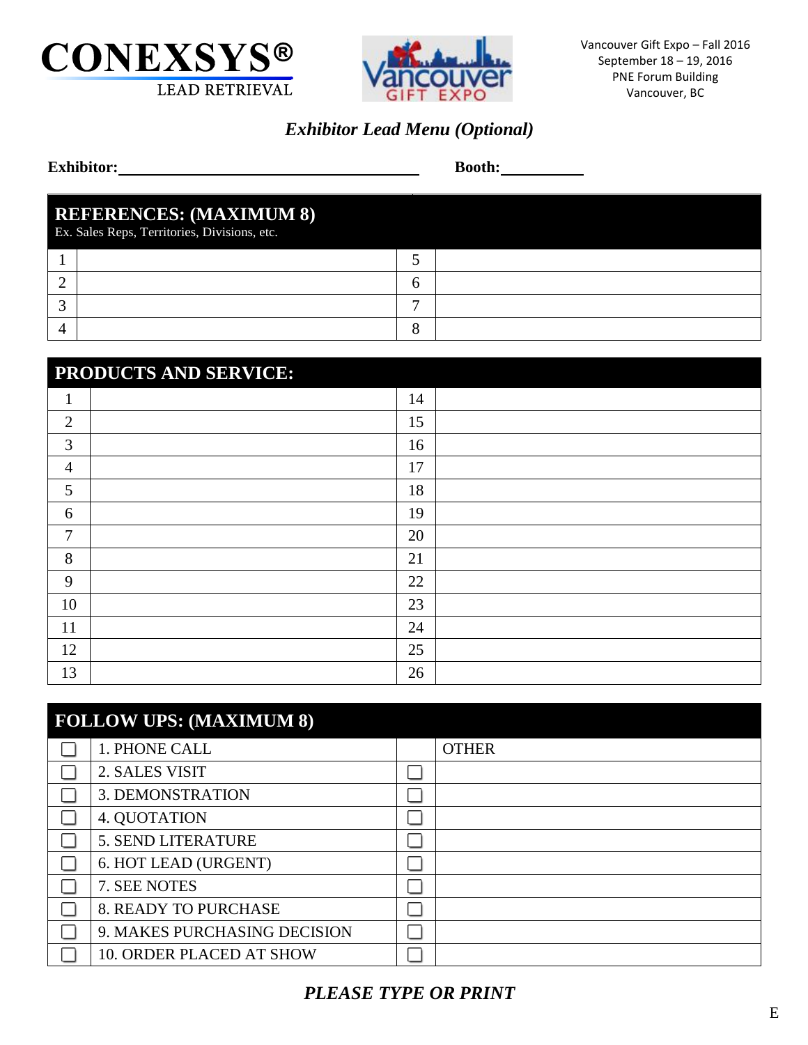CONEXSYS®
LEAD RETRIEVAL

Vancouver Gift Expo – Fall 2016
September 18 – 19, 2016
PNE Forum Building
Vancouver, BC

## *Exhibitor Lead Menu (Optional)*

**Exhibitor:** ______________________________ **Booth:** __________

| **REFERENCES: (MAXIMUM 8)** Ex. Sales Reps, Territories, Divisions, etc. | | | |
|---|---|---|---|
| 1 | | 5 | |
| 2 | | 6 | |
| 3 | | 7 | |
| 4 | | 8 | |

| **PRODUCTS AND SERVICE:** | | | |
|---|---|---|---|
| 1 | | 14 | |
| 2 | | 15 | |
| 3 | | 16 | |
| 4 | | 17 | |
| 5 | | 18 | |
| 6 | | 19 | |
| 7 | | 20 | |
| 8 | | 21 | |
| 9 | | 22 | |
| 10 | | 23 | |
| 11 | | 24 | |
| 12 | | 25 | |
| 13 | | 26 | |

| **FOLLOW UPS: (MAXIMUM 8)** | | | |
|---|---|---|---|
| ☐ | 1. PHONE CALL | | OTHER |
| ☐ | 2. SALES VISIT | ☐ | |
| ☐ | 3. DEMONSTRATION | ☐ | |
| ☐ | 4. QUOTATION | ☐ | |
| ☐ | 5. SEND LITERATURE | ☐ | |
| ☐ | 6. HOT LEAD (URGENT) | ☐ | |
| ☐ | 7. SEE NOTES | ☐ | |
| ☐ | 8. READY TO PURCHASE | ☐ | |
| ☐ | 9. MAKES PURCHASING DECISION | ☐ | |
| ☐ | 10. ORDER PLACED AT SHOW | ☐ | |

***PLEASE TYPE OR PRINT***

E